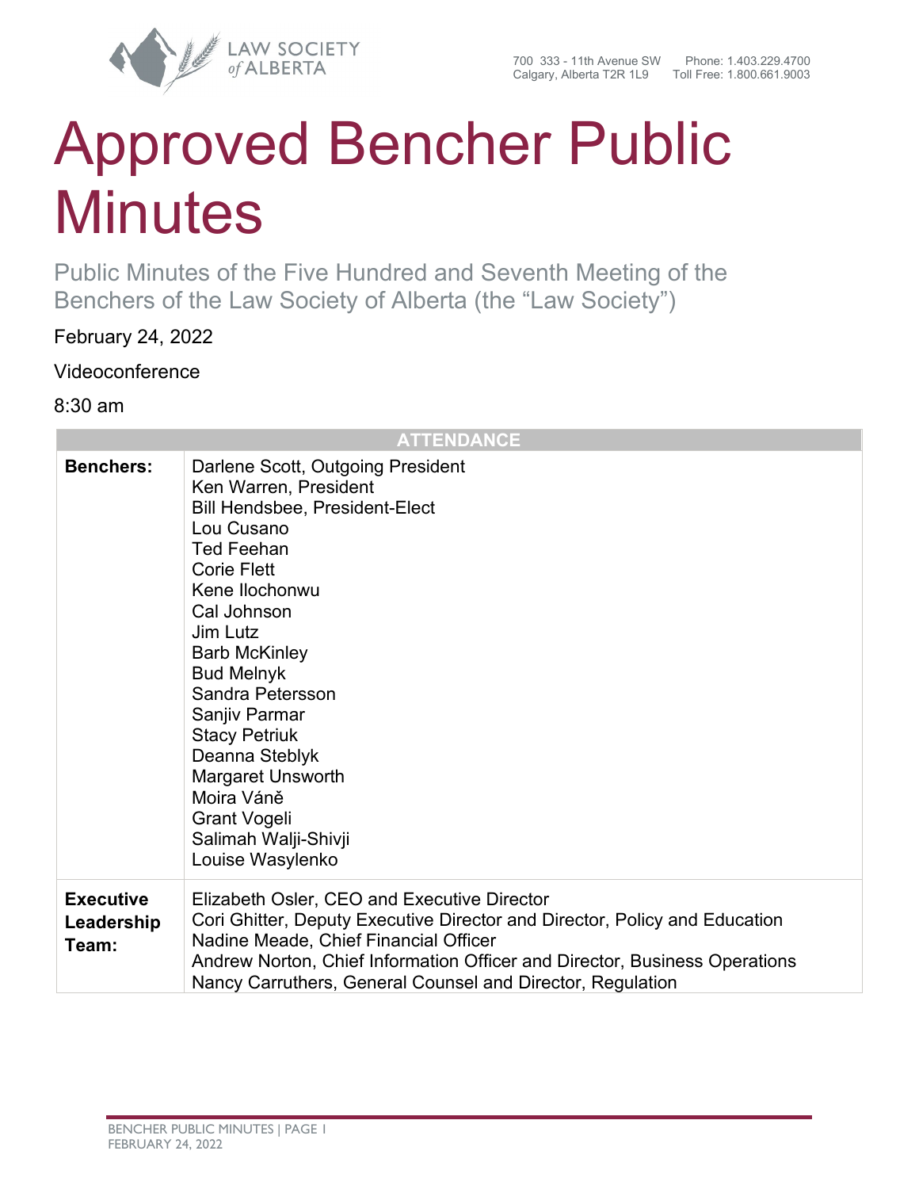LAW SOCIETY of ALBERTA

700 333 - 11th Avenue SW
Calgary, Alberta T2R 1L9

Phone: 1.403.229.4700
Toll Free: 1.800.661.9003

# Approved Bencher Public Minutes

## Public Minutes of the Five Hundred and Seventh Meeting of the Benchers of the Law Society of Alberta (the "Law Society")

February 24, 2022

Videoconference

8:30 am

| ATTENDANCE | |
|---|---|
| **Benchers:** | Darlene Scott, Outgoing President<br>Ken Warren, President<br>Bill Hendsbee, President-Elect<br>Lou Cusano<br>Ted Feehan<br>Corie Flett<br>Kene Ilochonwu<br>Cal Johnson<br>Jim Lutz<br>Barb McKinley<br>Bud Melnyk<br>Sandra Petersson<br>Sanjiv Parmar<br>Stacy Petriuk<br>Deanna Steblyk<br>Margaret Unsworth<br>Moira Váně<br>Grant Vogeli<br>Salimah Walji-Shivji<br>Louise Wasylenko |
| **Executive Leadership Team:** | Elizabeth Osler, CEO and Executive Director<br>Cori Ghitter, Deputy Executive Director and Director, Policy and Education<br>Nadine Meade, Chief Financial Officer<br>Andrew Norton, Chief Information Officer and Director, Business Operations<br>Nancy Carruthers, General Counsel and Director, Regulation |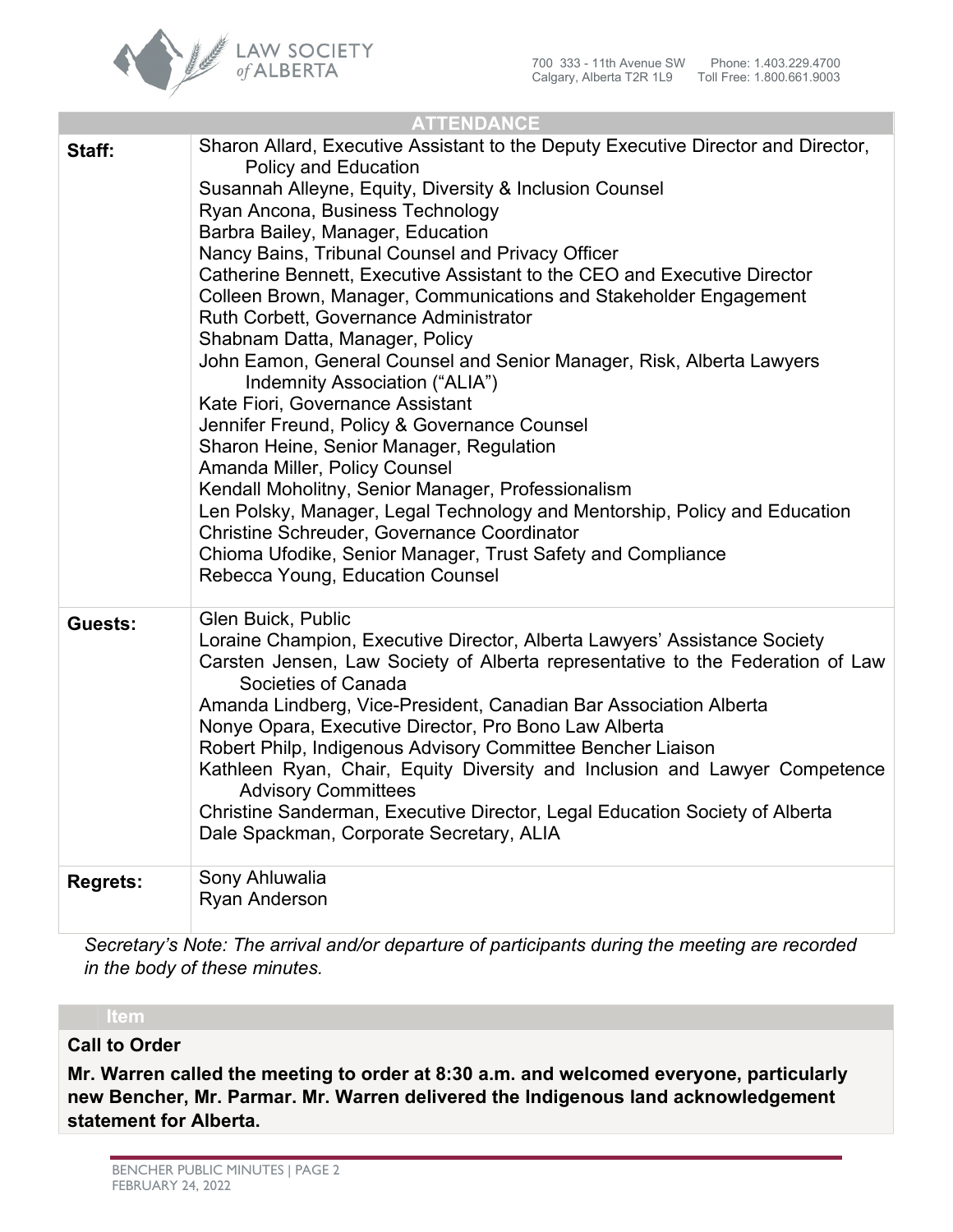## ATTENDANCE

| | |
|---|---|
| **Staff:** | Sharon Allard, Executive Assistant to the Deputy Executive Director and Director, Policy and Education<br>Susannah Alleyne, Equity, Diversity & Inclusion Counsel<br>Ryan Ancona, Business Technology<br>Barbra Bailey, Manager, Education<br>Nancy Bains, Tribunal Counsel and Privacy Officer<br>Catherine Bennett, Executive Assistant to the CEO and Executive Director<br>Colleen Brown, Manager, Communications and Stakeholder Engagement<br>Ruth Corbett, Governance Administrator<br>Shabnam Datta, Manager, Policy<br>John Eamon, General Counsel and Senior Manager, Risk, Alberta Lawyers Indemnity Association ("ALIA")<br>Kate Fiori, Governance Assistant<br>Jennifer Freund, Policy & Governance Counsel<br>Sharon Heine, Senior Manager, Regulation<br>Amanda Miller, Policy Counsel<br>Kendall Moholitny, Senior Manager, Professionalism<br>Len Polsky, Manager, Legal Technology and Mentorship, Policy and Education<br>Christine Schreuder, Governance Coordinator<br>Chioma Ufodike, Senior Manager, Trust Safety and Compliance<br>Rebecca Young, Education Counsel |
| **Guests:** | Glen Buick, Public<br>Loraine Champion, Executive Director, Alberta Lawyers' Assistance Society<br>Carsten Jensen, Law Society of Alberta representative to the Federation of Law Societies of Canada<br>Amanda Lindberg, Vice-President, Canadian Bar Association Alberta<br>Nonye Opara, Executive Director, Pro Bono Law Alberta<br>Robert Philp, Indigenous Advisory Committee Bencher Liaison<br>Kathleen Ryan, Chair, Equity Diversity and Inclusion and Lawyer Competence Advisory Committees<br>Christine Sanderman, Executive Director, Legal Education Society of Alberta<br>Dale Spackman, Corporate Secretary, ALIA |
| **Regrets:** | Sony Ahluwalia<br>Ryan Anderson |

*Secretary's Note: The arrival and/or departure of participants during the meeting are recorded in the body of these minutes.*

**Item**

**Call to Order**

**Mr. Warren called the meeting to order at 8:30 a.m. and welcomed everyone, particularly new Bencher, Mr. Parmar. Mr. Warren delivered the Indigenous land acknowledgement statement for Alberta.**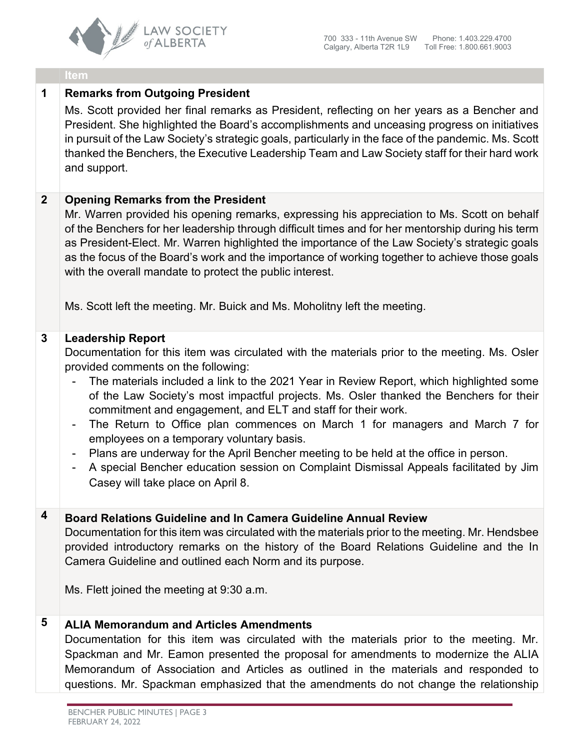| | Item |
|---|---|
| 1 | **Remarks from Outgoing President**<br>Ms. Scott provided her final remarks as President, reflecting on her years as a Bencher and President. She highlighted the Board's accomplishments and unceasing progress on initiatives in pursuit of the Law Society's strategic goals, particularly in the face of the pandemic. Ms. Scott thanked the Benchers, the Executive Leadership Team and Law Society staff for their hard work and support. |
| 2 | **Opening Remarks from the President**<br>Mr. Warren provided his opening remarks, expressing his appreciation to Ms. Scott on behalf of the Benchers for her leadership through difficult times and for her mentorship during his term as President-Elect. Mr. Warren highlighted the importance of the Law Society's strategic goals as the focus of the Board's work and the importance of working together to achieve those goals with the overall mandate to protect the public interest.<br><br>Ms. Scott left the meeting. Mr. Buick and Ms. Moholitny left the meeting. |
| 3 | **Leadership Report**<br>Documentation for this item was circulated with the materials prior to the meeting. Ms. Osler provided comments on the following:<br>- The materials included a link to the 2021 Year in Review Report, which highlighted some of the Law Society's most impactful projects. Ms. Osler thanked the Benchers for their commitment and engagement, and ELT and staff for their work.<br>- The Return to Office plan commences on March 1 for managers and March 7 for employees on a temporary voluntary basis.<br>- Plans are underway for the April Bencher meeting to be held at the office in person.<br>- A special Bencher education session on Complaint Dismissal Appeals facilitated by Jim Casey will take place on April 8. |
| 4 | **Board Relations Guideline and In Camera Guideline Annual Review**<br>Documentation for this item was circulated with the materials prior to the meeting. Mr. Hendsbee provided introductory remarks on the history of the Board Relations Guideline and the In Camera Guideline and outlined each Norm and its purpose.<br><br>Ms. Flett joined the meeting at 9:30 a.m. |
| 5 | **ALIA Memorandum and Articles Amendments**<br>Documentation for this item was circulated with the materials prior to the meeting. Mr. Spackman and Mr. Eamon presented the proposal for amendments to modernize the ALIA Memorandum of Association and Articles as outlined in the materials and responded to questions. Mr. Spackman emphasized that the amendments do not change the relationship |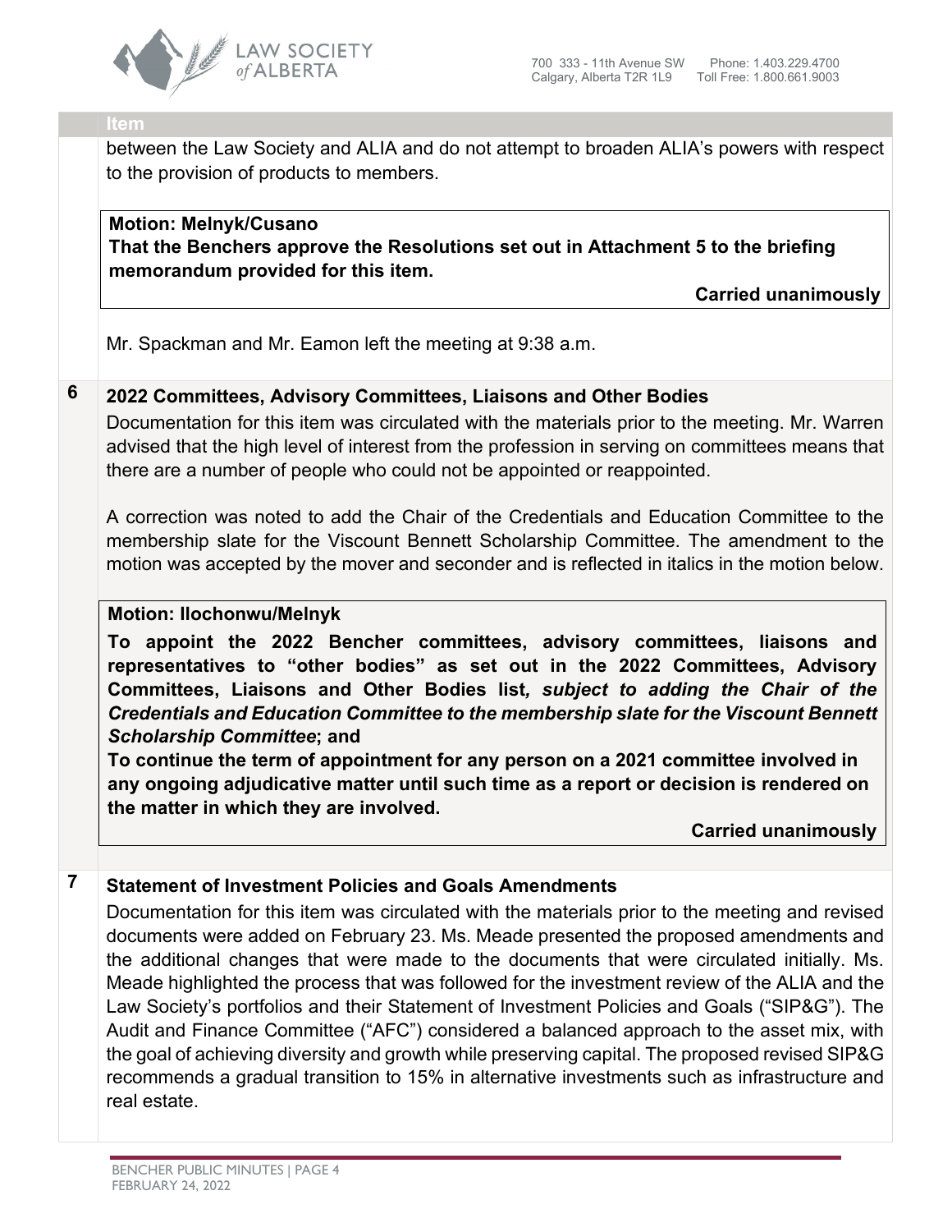between the Law Society and ALIA and do not attempt to broaden ALIA's powers with respect to the provision of products to members.

**Motion: Melnyk/Cusano**
**That the Benchers approve the Resolutions set out in Attachment 5 to the briefing memorandum provided for this item.**

**Carried unanimously**

Mr. Spackman and Mr. Eamon left the meeting at 9:38 a.m.

## 6 2022 Committees, Advisory Committees, Liaisons and Other Bodies

Documentation for this item was circulated with the materials prior to the meeting. Mr. Warren advised that the high level of interest from the profession in serving on committees means that there are a number of people who could not be appointed or reappointed.

A correction was noted to add the Chair of the Credentials and Education Committee to the membership slate for the Viscount Bennett Scholarship Committee. The amendment to the motion was accepted by the mover and seconder and is reflected in italics in the motion below.

**Motion: Ilochonwu/Melnyk**
**To appoint the 2022 Bencher committees, advisory committees, liaisons and representatives to "other bodies" as set out in the 2022 Committees, Advisory Committees, Liaisons and Other Bodies list*, subject to adding the Chair of the Credentials and Education Committee to the membership slate for the Viscount Bennett Scholarship Committee*; and**
**To continue the term of appointment for any person on a 2021 committee involved in any ongoing adjudicative matter until such time as a report or decision is rendered on the matter in which they are involved.**

**Carried unanimously**

## 7 Statement of Investment Policies and Goals Amendments

Documentation for this item was circulated with the materials prior to the meeting and revised documents were added on February 23. Ms. Meade presented the proposed amendments and the additional changes that were made to the documents that were circulated initially. Ms. Meade highlighted the process that was followed for the investment review of the ALIA and the Law Society's portfolios and their Statement of Investment Policies and Goals ("SIP&G"). The Audit and Finance Committee ("AFC") considered a balanced approach to the asset mix, with the goal of achieving diversity and growth while preserving capital. The proposed revised SIP&G recommends a gradual transition to 15% in alternative investments such as infrastructure and real estate.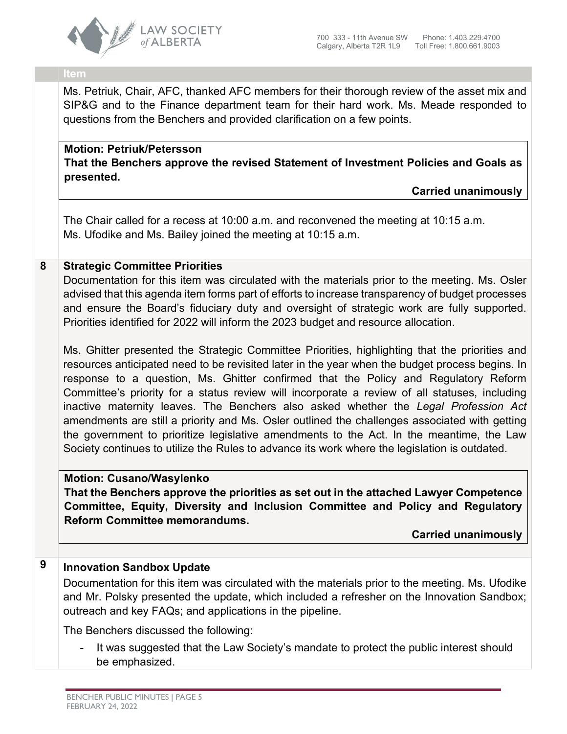| | Item |
|---|---|
| | Ms. Petriuk, Chair, AFC, thanked AFC members for their thorough review of the asset mix and SIP&G and to the Finance department team for their hard work. Ms. Meade responded to questions from the Benchers and provided clarification on a few points.<br><br>**Motion: Petriuk/Petersson**<br>**That the Benchers approve the revised Statement of Investment Policies and Goals as presented.**<br>**Carried unanimously**<br><br>The Chair called for a recess at 10:00 a.m. and reconvened the meeting at 10:15 a.m.<br>Ms. Ufodike and Ms. Bailey joined the meeting at 10:15 a.m. |
| 8 | **Strategic Committee Priorities**<br>Documentation for this item was circulated with the materials prior to the meeting. Ms. Osler advised that this agenda item forms part of efforts to increase transparency of budget processes and ensure the Board's fiduciary duty and oversight of strategic work are fully supported. Priorities identified for 2022 will inform the 2023 budget and resource allocation.<br><br>Ms. Ghitter presented the Strategic Committee Priorities, highlighting that the priorities and resources anticipated need to be revisited later in the year when the budget process begins. In response to a question, Ms. Ghitter confirmed that the Policy and Regulatory Reform Committee's priority for a status review will incorporate a review of all statuses, including inactive maternity leaves. The Benchers also asked whether the *Legal Profession Act* amendments are still a priority and Ms. Osler outlined the challenges associated with getting the government to prioritize legislative amendments to the Act. In the meantime, the Law Society continues to utilize the Rules to advance its work where the legislation is outdated.<br><br>**Motion: Cusano/Wasylenko**<br>**That the Benchers approve the priorities as set out in the attached Lawyer Competence Committee, Equity, Diversity and Inclusion Committee and Policy and Regulatory Reform Committee memorandums.**<br>**Carried unanimously** |
| 9 | **Innovation Sandbox Update**<br>Documentation for this item was circulated with the materials prior to the meeting. Ms. Ufodike and Mr. Polsky presented the update, which included a refresher on the Innovation Sandbox; outreach and key FAQs; and applications in the pipeline.<br><br>The Benchers discussed the following:<br>- It was suggested that the Law Society's mandate to protect the public interest should be emphasized. |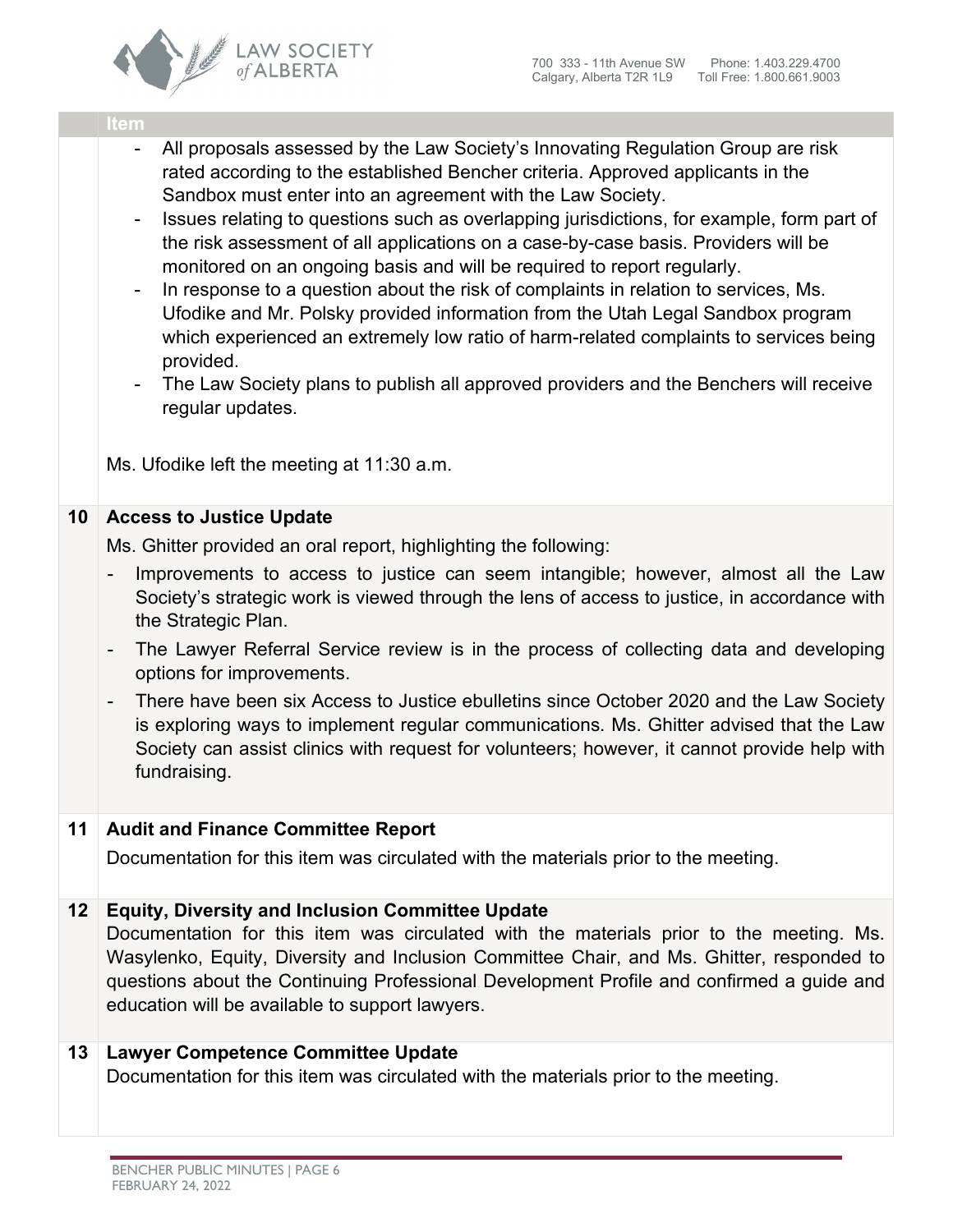| | Item |
|---|---|
| | - All proposals assessed by the Law Society's Innovating Regulation Group are risk rated according to the established Bencher criteria. Approved applicants in the Sandbox must enter into an agreement with the Law Society.<br>- Issues relating to questions such as overlapping jurisdictions, for example, form part of the risk assessment of all applications on a case-by-case basis. Providers will be monitored on an ongoing basis and will be required to report regularly.<br>- In response to a question about the risk of complaints in relation to services, Ms. Ufodike and Mr. Polsky provided information from the Utah Legal Sandbox program which experienced an extremely low ratio of harm-related complaints to services being provided.<br>- The Law Society plans to publish all approved providers and the Benchers will receive regular updates.<br><br>Ms. Ufodike left the meeting at 11:30 a.m. |
| 10 | **Access to Justice Update**<br>Ms. Ghitter provided an oral report, highlighting the following:<br>- Improvements to access to justice can seem intangible; however, almost all the Law Society's strategic work is viewed through the lens of access to justice, in accordance with the Strategic Plan.<br>- The Lawyer Referral Service review is in the process of collecting data and developing options for improvements.<br>- There have been six Access to Justice ebulletins since October 2020 and the Law Society is exploring ways to implement regular communications. Ms. Ghitter advised that the Law Society can assist clinics with request for volunteers; however, it cannot provide help with fundraising. |
| 11 | **Audit and Finance Committee Report**<br>Documentation for this item was circulated with the materials prior to the meeting. |
| 12 | **Equity, Diversity and Inclusion Committee Update**<br>Documentation for this item was circulated with the materials prior to the meeting. Ms. Wasylenko, Equity, Diversity and Inclusion Committee Chair, and Ms. Ghitter, responded to questions about the Continuing Professional Development Profile and confirmed a guide and education will be available to support lawyers. |
| 13 | **Lawyer Competence Committee Update**<br>Documentation for this item was circulated with the materials prior to the meeting. |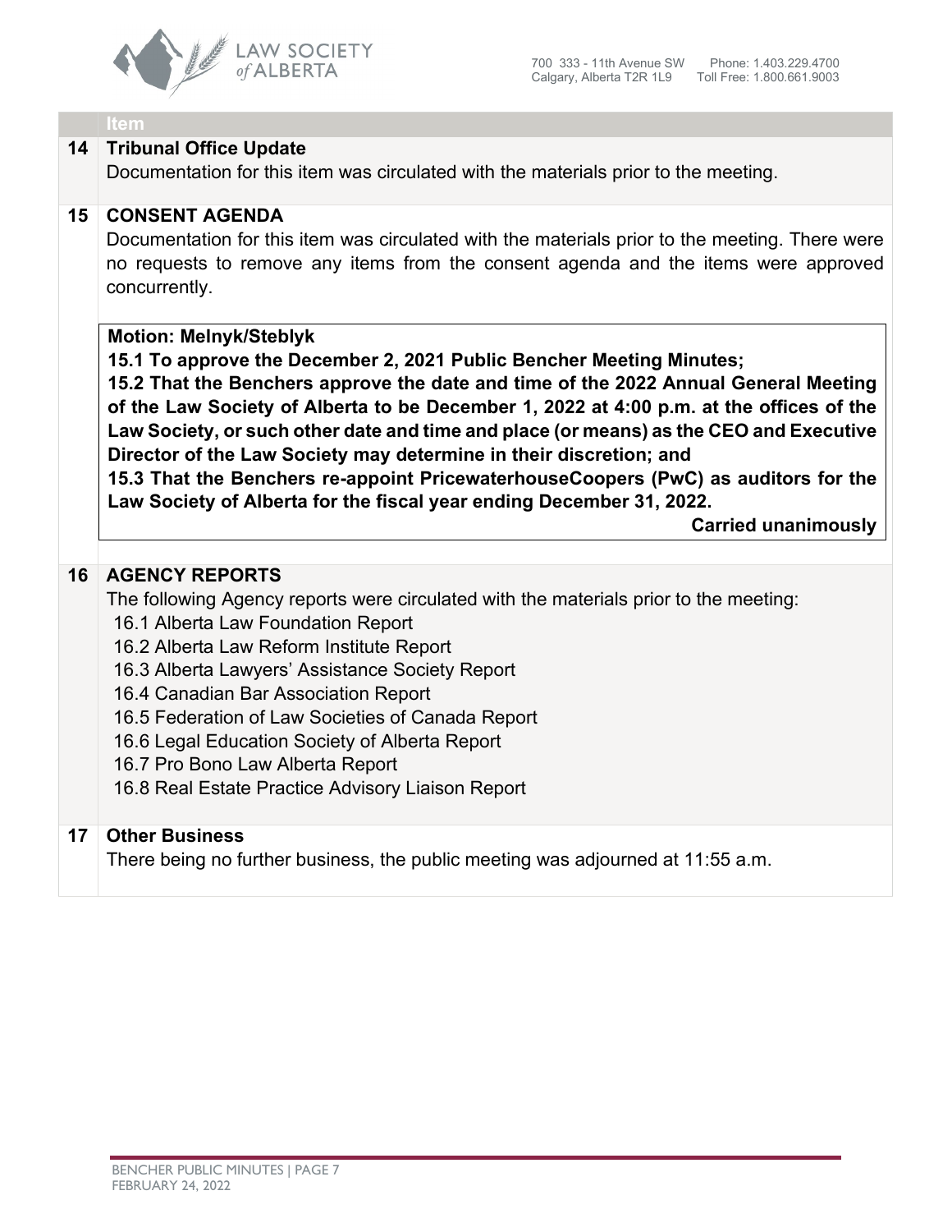| | Item |
|---|---|
| **14** | **Tribunal Office Update**<br>Documentation for this item was circulated with the materials prior to the meeting. |
| **15** | **CONSENT AGENDA**<br>Documentation for this item was circulated with the materials prior to the meeting. There were no requests to remove any items from the consent agenda and the items were approved concurrently.<br><br>**Motion: Melnyk/Steblyk**<br>**15.1 To approve the December 2, 2021 Public Bencher Meeting Minutes;**<br>**15.2 That the Benchers approve the date and time of the 2022 Annual General Meeting of the Law Society of Alberta to be December 1, 2022 at 4:00 p.m. at the offices of the Law Society, or such other date and time and place (or means) as the CEO and Executive Director of the Law Society may determine in their discretion; and**<br>**15.3 That the Benchers re-appoint PricewaterhouseCoopers (PwC) as auditors for the Law Society of Alberta for the fiscal year ending December 31, 2022.**<br>**Carried unanimously** |
| **16** | **AGENCY REPORTS**<br>The following Agency reports were circulated with the materials prior to the meeting:<br>16.1 Alberta Law Foundation Report<br>16.2 Alberta Law Reform Institute Report<br>16.3 Alberta Lawyers' Assistance Society Report<br>16.4 Canadian Bar Association Report<br>16.5 Federation of Law Societies of Canada Report<br>16.6 Legal Education Society of Alberta Report<br>16.7 Pro Bono Law Alberta Report<br>16.8 Real Estate Practice Advisory Liaison Report |
| **17** | **Other Business**<br>There being no further business, the public meeting was adjourned at 11:55 a.m. |